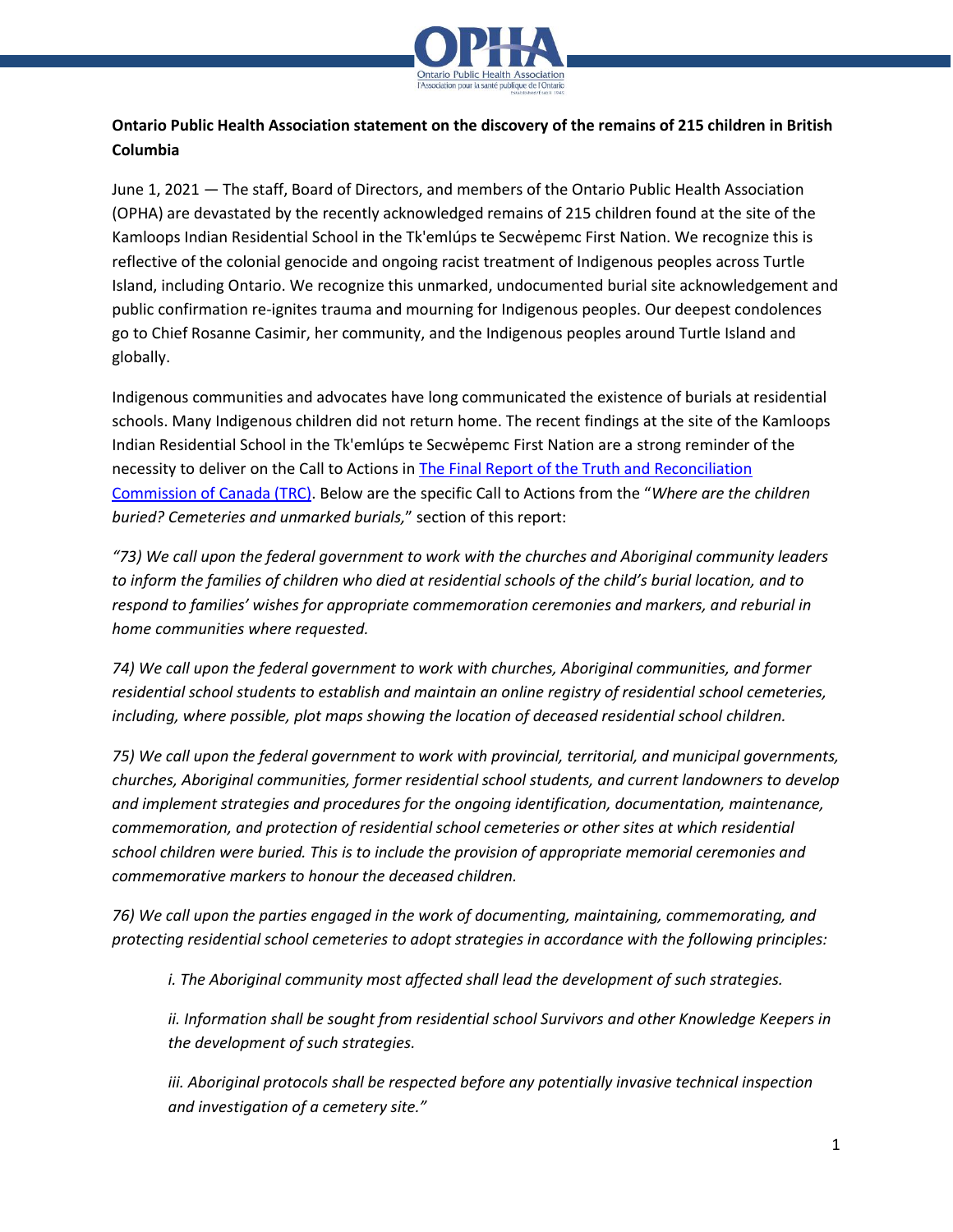**Ontario Public Health Association statement on the discovery of the remains of 215 children in British Columbia**

June 1, 2021 — The staff, Board of Directors, and members of the Ontario Public Health Association (OPHA) are devastated by the recently acknowledged remains of 215 children found at the site of the Kamloops Indian Residential School in the Tk'emlúps te Secwe̓pemc First Nation. We recognize this is reflective of the colonial genocide and ongoing racist treatment of Indigenous peoples across Turtle Island, including Ontario. We recognize this unmarked, undocumented burial site acknowledgement and public confirmation re-ignites trauma and mourning for Indigenous peoples. Our deepest condolences go to Chief Rosanne Casimir, her community, and the Indigenous peoples around Turtle Island and globally.

Indigenous communities and advocates have long communicated the existence of burials at residential schools. Many Indigenous children did not return home. The recent findings at the site of the Kamloops Indian Residential School in the Tk'emlúps te Secwe̓pemc First Nation are a strong reminder of the necessity to deliver on the Call to Actions in The Final Report of the Truth and Reconciliation Commission of Canada (TRC). Below are the specific Call to Actions from the "*Where are the children buried? Cemeteries and unmarked burials,*" section of this report:

*"73) We call upon the federal government to work with the churches and Aboriginal community leaders to inform the families of children who died at residential schools of the child's burial location, and to respond to families' wishes for appropriate commemoration ceremonies and markers, and reburial in home communities where requested.*

*74) We call upon the federal government to work with churches, Aboriginal communities, and former residential school students to establish and maintain an online registry of residential school cemeteries, including, where possible, plot maps showing the location of deceased residential school children.*

*75) We call upon the federal government to work with provincial, territorial, and municipal governments, churches, Aboriginal communities, former residential school students, and current landowners to develop and implement strategies and procedures for the ongoing identification, documentation, maintenance, commemoration, and protection of residential school cemeteries or other sites at which residential school children were buried. This is to include the provision of appropriate memorial ceremonies and commemorative markers to honour the deceased children.*

*76) We call upon the parties engaged in the work of documenting, maintaining, commemorating, and protecting residential school cemeteries to adopt strategies in accordance with the following principles:*

> *i. The Aboriginal community most affected shall lead the development of such strategies.*
>
> *ii. Information shall be sought from residential school Survivors and other Knowledge Keepers in the development of such strategies.*
>
> *iii. Aboriginal protocols shall be respected before any potentially invasive technical inspection and investigation of a cemetery site."*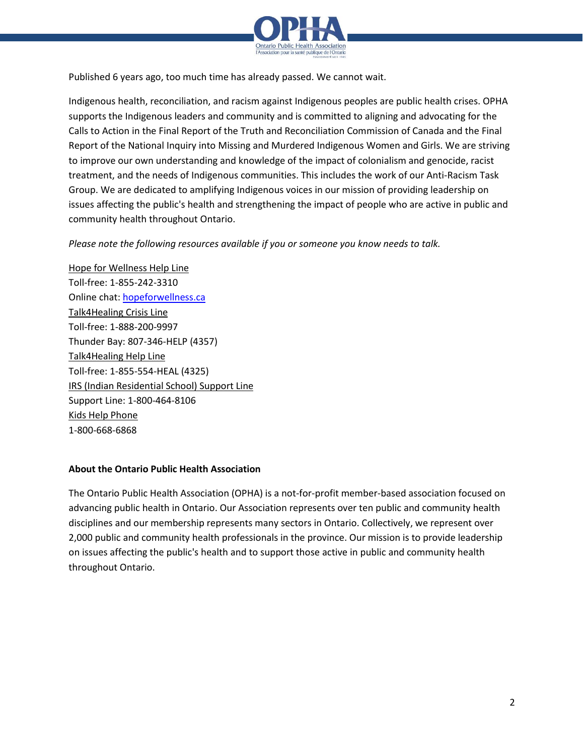Published 6 years ago, too much time has already passed. We cannot wait.

Indigenous health, reconciliation, and racism against Indigenous peoples are public health crises. OPHA supports the Indigenous leaders and community and is committed to aligning and advocating for the Calls to Action in the Final Report of the Truth and Reconciliation Commission of Canada and the Final Report of the National Inquiry into Missing and Murdered Indigenous Women and Girls. We are striving to improve our own understanding and knowledge of the impact of colonialism and genocide, racist treatment, and the needs of Indigenous communities. This includes the work of our Anti-Racism Task Group. We are dedicated to amplifying Indigenous voices in our mission of providing leadership on issues affecting the public's health and strengthening the impact of people who are active in public and community health throughout Ontario.

*Please note the following resources available if you or someone you know needs to talk.*

Hope for Wellness Help Line
Toll-free: 1-855-242-3310
Online chat: hopeforwellness.ca
Talk4Healing Crisis Line
Toll-free: 1-888-200-9997
Thunder Bay: 807-346-HELP (4357)
Talk4Healing Help Line
Toll-free: 1-855-554-HEAL (4325)
IRS (Indian Residential School) Support Line
Support Line: 1-800-464-8106
Kids Help Phone
1-800-668-6868

**About the Ontario Public Health Association**

The Ontario Public Health Association (OPHA) is a not-for-profit member-based association focused on advancing public health in Ontario. Our Association represents over ten public and community health disciplines and our membership represents many sectors in Ontario. Collectively, we represent over 2,000 public and community health professionals in the province. Our mission is to provide leadership on issues affecting the public's health and to support those active in public and community health throughout Ontario.